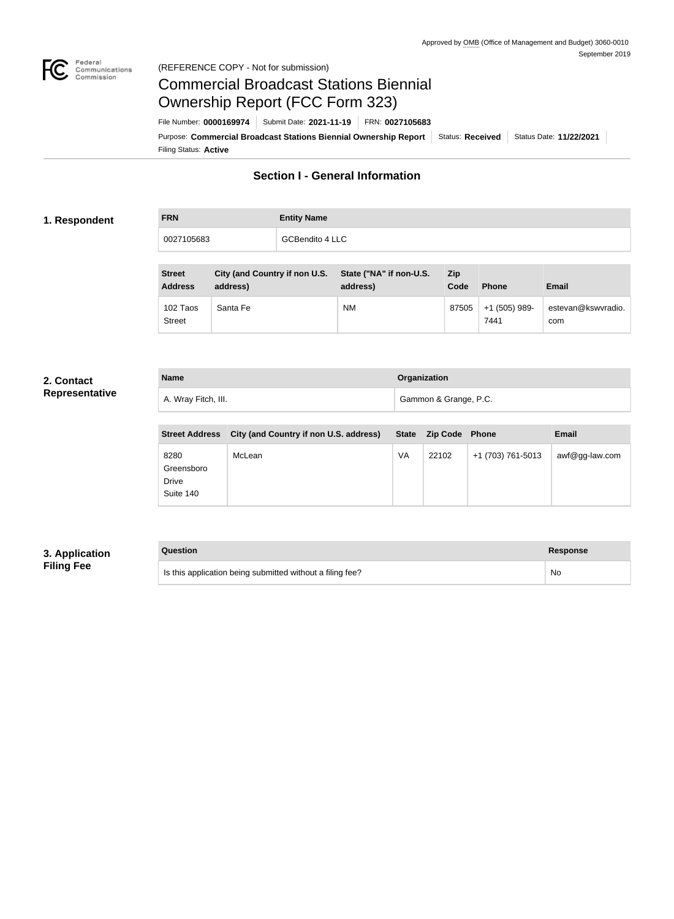Approved by OMB (Office of Management and Budget) 3060-0010
September 2019

(REFERENCE COPY - Not for submission)

# Commercial Broadcast Stations Biennial Ownership Report (FCC Form 323)

File Number: **0000169974** | Submit Date: **2021-11-19** | FRN: **0027105683**

Purpose: **Commercial Broadcast Stations Biennial Ownership Report** | Status: **Received** | Status Date: **11/22/2021**

Filing Status: **Active**

## Section I - General Information

### 1. Respondent

| FRN | Entity Name |
|---|---|
| 0027105683 | GCBendito 4 LLC |

| Street Address | City (and Country if non U.S. address) | State ("NA" if non-U.S. address) | Zip Code | Phone | Email |
|---|---|---|---|---|---|
| 102 Taos Street | Santa Fe | NM | 87505 | +1 (505) 989-7441 | estevan@kswvradio.com |

### 2. Contact Representative

| Name | Organization |
|---|---|
| A. Wray Fitch, III. | Gammon & Grange, P.C. |

| Street Address | City (and Country if non U.S. address) | State | Zip Code | Phone | Email |
|---|---|---|---|---|---|
| 8280 Greensboro Drive Suite 140 | McLean | VA | 22102 | +1 (703) 761-5013 | awf@gg-law.com |

### 3. Application Filing Fee

| Question | Response |
|---|---|
| Is this application being submitted without a filing fee? | No |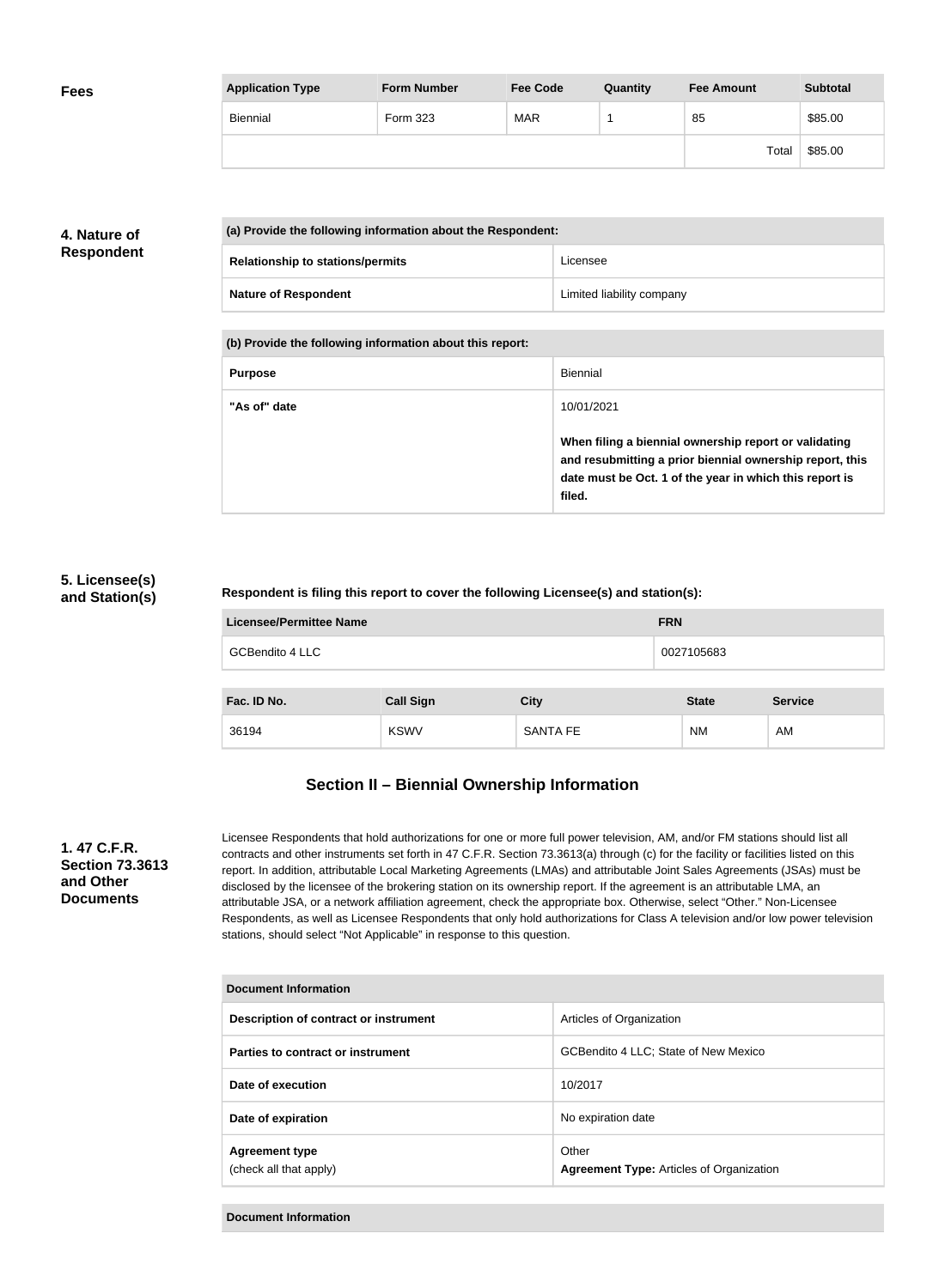**Fees**

| Application Type | Form Number | Fee Code | Quantity | Fee Amount | Subtotal |
|---|---|---|---|---|---|
| Biennial | Form 323 | MAR | 1 | 85 | $85.00 |
| | | | | Total | $85.00 |

**4. Nature of Respondent**

| (a) Provide the following information about the Respondent: | |
|---|---|
| Relationship to stations/permits | Licensee |
| Nature of Respondent | Limited liability company |

| (b) Provide the following information about this report: | |
|---|---|
| Purpose | Biennial |
| "As of" date | 10/01/2021<br><br>**When filing a biennial ownership report or validating and resubmitting a prior biennial ownership report, this date must be Oct. 1 of the year in which this report is filed.** |

**5. Licensee(s) and Station(s)**

**Respondent is filing this report to cover the following Licensee(s) and station(s):**

| Licensee/Permittee Name | FRN |
|---|---|
| GCBendito 4 LLC | 0027105683 |

| Fac. ID No. | Call Sign | City | State | Service |
|---|---|---|---|---|
| 36194 | KSWV | SANTA FE | NM | AM |

## Section II – Biennial Ownership Information

**1. 47 C.F.R. Section 73.3613 and Other Documents**

Licensee Respondents that hold authorizations for one or more full power television, AM, and/or FM stations should list all contracts and other instruments set forth in 47 C.F.R. Section 73.3613(a) through (c) for the facility or facilities listed on this report. In addition, attributable Local Marketing Agreements (LMAs) and attributable Joint Sales Agreements (JSAs) must be disclosed by the licensee of the brokering station on its ownership report. If the agreement is an attributable LMA, an attributable JSA, or a network affiliation agreement, check the appropriate box. Otherwise, select "Other." Non-Licensee Respondents, as well as Licensee Respondents that only hold authorizations for Class A television and/or low power television stations, should select "Not Applicable" in response to this question.

| Document Information | |
|---|---|
| Description of contract or instrument | Articles of Organization |
| Parties to contract or instrument | GCBendito 4 LLC; State of New Mexico |
| Date of execution | 10/2017 |
| Date of expiration | No expiration date |
| Agreement type<br>(check all that apply) | Other<br>**Agreement Type:** Articles of Organization |

| Document Information |
|---|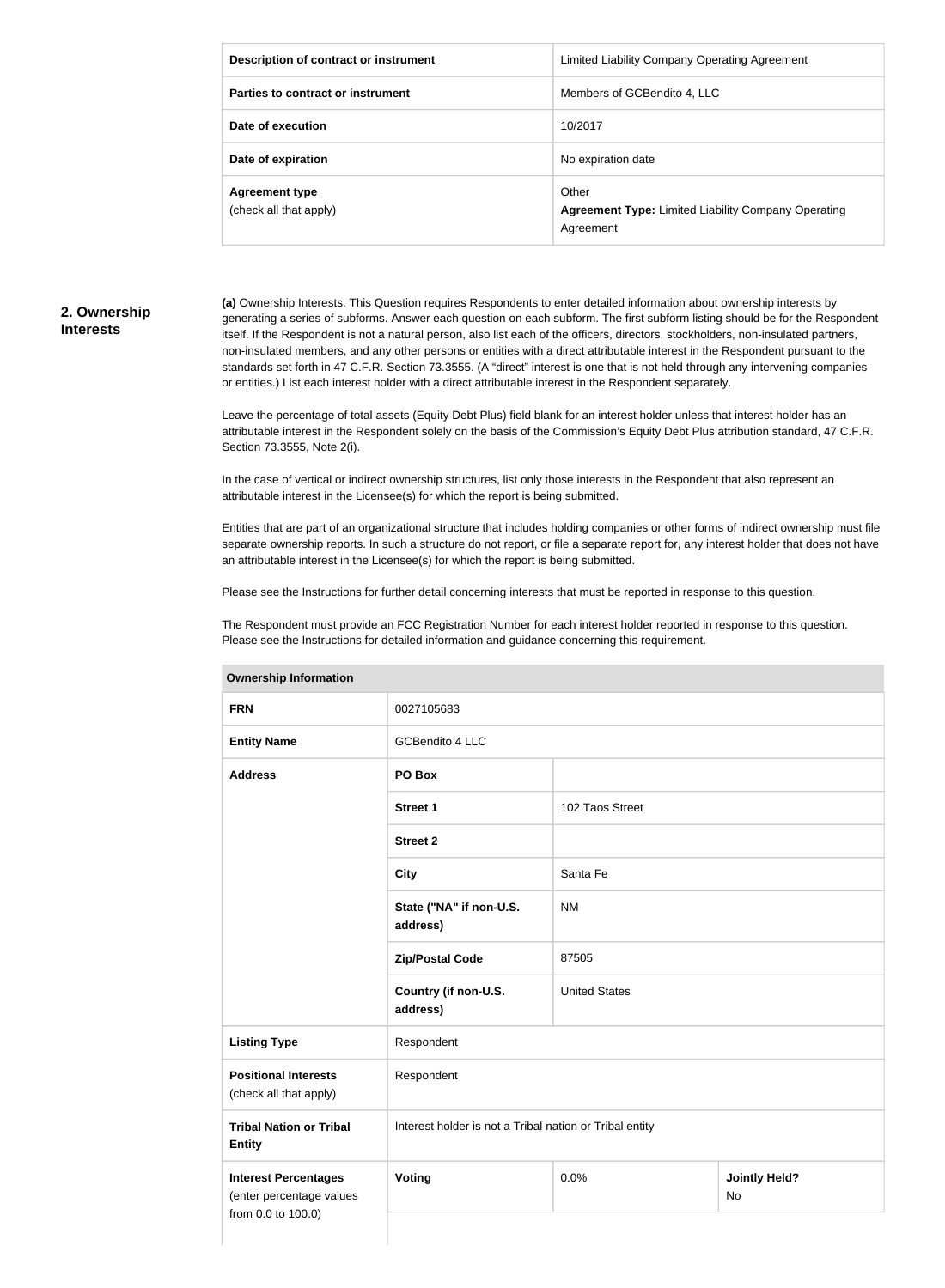| Description of contract or instrument | Limited Liability Company Operating Agreement |
|---|---|
| Parties to contract or instrument | Members of GCBendito 4, LLC |
| Date of execution | 10/2017 |
| Date of expiration | No expiration date |
| **Agreement type** (check all that apply) | Other<br>**Agreement Type:** Limited Liability Company Operating Agreement |

## 2. Ownership Interests

**(a)** Ownership Interests. This Question requires Respondents to enter detailed information about ownership interests by generating a series of subforms. Answer each question on each subform. The first subform listing should be for the Respondent itself. If the Respondent is not a natural person, also list each of the officers, directors, stockholders, non-insulated partners, non-insulated members, and any other persons or entities with a direct attributable interest in the Respondent pursuant to the standards set forth in 47 C.F.R. Section 73.3555. (A "direct" interest is one that is not held through any intervening companies or entities.) List each interest holder with a direct attributable interest in the Respondent separately.

Leave the percentage of total assets (Equity Debt Plus) field blank for an interest holder unless that interest holder has an attributable interest in the Respondent solely on the basis of the Commission's Equity Debt Plus attribution standard, 47 C.F.R. Section 73.3555, Note 2(i).

In the case of vertical or indirect ownership structures, list only those interests in the Respondent that also represent an attributable interest in the Licensee(s) for which the report is being submitted.

Entities that are part of an organizational structure that includes holding companies or other forms of indirect ownership must file separate ownership reports. In such a structure do not report, or file a separate report for, any interest holder that does not have an attributable interest in the Licensee(s) for which the report is being submitted.

Please see the Instructions for further detail concerning interests that must be reported in response to this question.

The Respondent must provide an FCC Registration Number for each interest holder reported in response to this question. Please see the Instructions for detailed information and guidance concerning this requirement.

| Ownership Information | | | |
|---|---|---|---|
| **FRN** | 0027105683 | | |
| **Entity Name** | GCBendito 4 LLC | | |
| **Address** | **PO Box** | | |
| | **Street 1** | 102 Taos Street | |
| | **Street 2** | | |
| | **City** | Santa Fe | |
| | **State ("NA" if non-U.S. address)** | NM | |
| | **Zip/Postal Code** | 87505 | |
| | **Country (if non-U.S. address)** | United States | |
| **Listing Type** | Respondent | | |
| **Positional Interests** (check all that apply) | Respondent | | |
| **Tribal Nation or Tribal Entity** | Interest holder is not a Tribal nation or Tribal entity | | |
| **Interest Percentages** (enter percentage values from 0.0 to 100.0) | **Voting** | 0.0% | **Jointly Held?** No |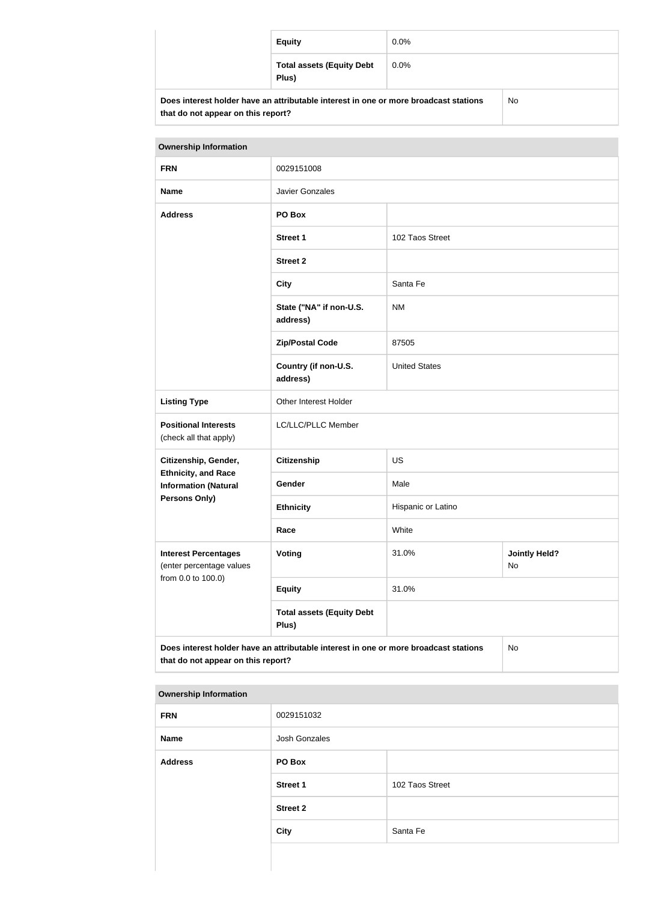| | | |
|---|---|---|
| | **Equity** | 0.0% |
| | **Total assets (Equity Debt Plus)** | 0.0% |
| **Does interest holder have an attributable interest in one or more broadcast stations that do not appear on this report?** | | No |

| **Ownership Information** | | | |
|---|---|---|---|
| **FRN** | 0029151008 | | |
| **Name** | Javier Gonzales | | |
| **Address** | **PO Box** | | |
| | **Street 1** | 102 Taos Street | |
| | **Street 2** | | |
| | **City** | Santa Fe | |
| | **State ("NA" if non-U.S. address)** | NM | |
| | **Zip/Postal Code** | 87505 | |
| | **Country (if non-U.S. address)** | United States | |
| **Listing Type** | Other Interest Holder | | |
| **Positional Interests** (check all that apply) | LC/LLC/PLLC Member | | |
| **Citizenship, Gender, Ethnicity, and Race Information (Natural Persons Only)** | **Citizenship** | US | |
| | **Gender** | Male | |
| | **Ethnicity** | Hispanic or Latino | |
| | **Race** | White | |
| **Interest Percentages** (enter percentage values from 0.0 to 100.0) | **Voting** | 31.0% | **Jointly Held?** No |
| | **Equity** | 31.0% | |
| | **Total assets (Equity Debt Plus)** | | |
| **Does interest holder have an attributable interest in one or more broadcast stations that do not appear on this report?** | | | No |

| **Ownership Information** | | |
|---|---|---|
| **FRN** | 0029151032 | |
| **Name** | Josh Gonzales | |
| **Address** | **PO Box** | |
| | **Street 1** | 102 Taos Street |
| | **Street 2** | |
| | **City** | Santa Fe |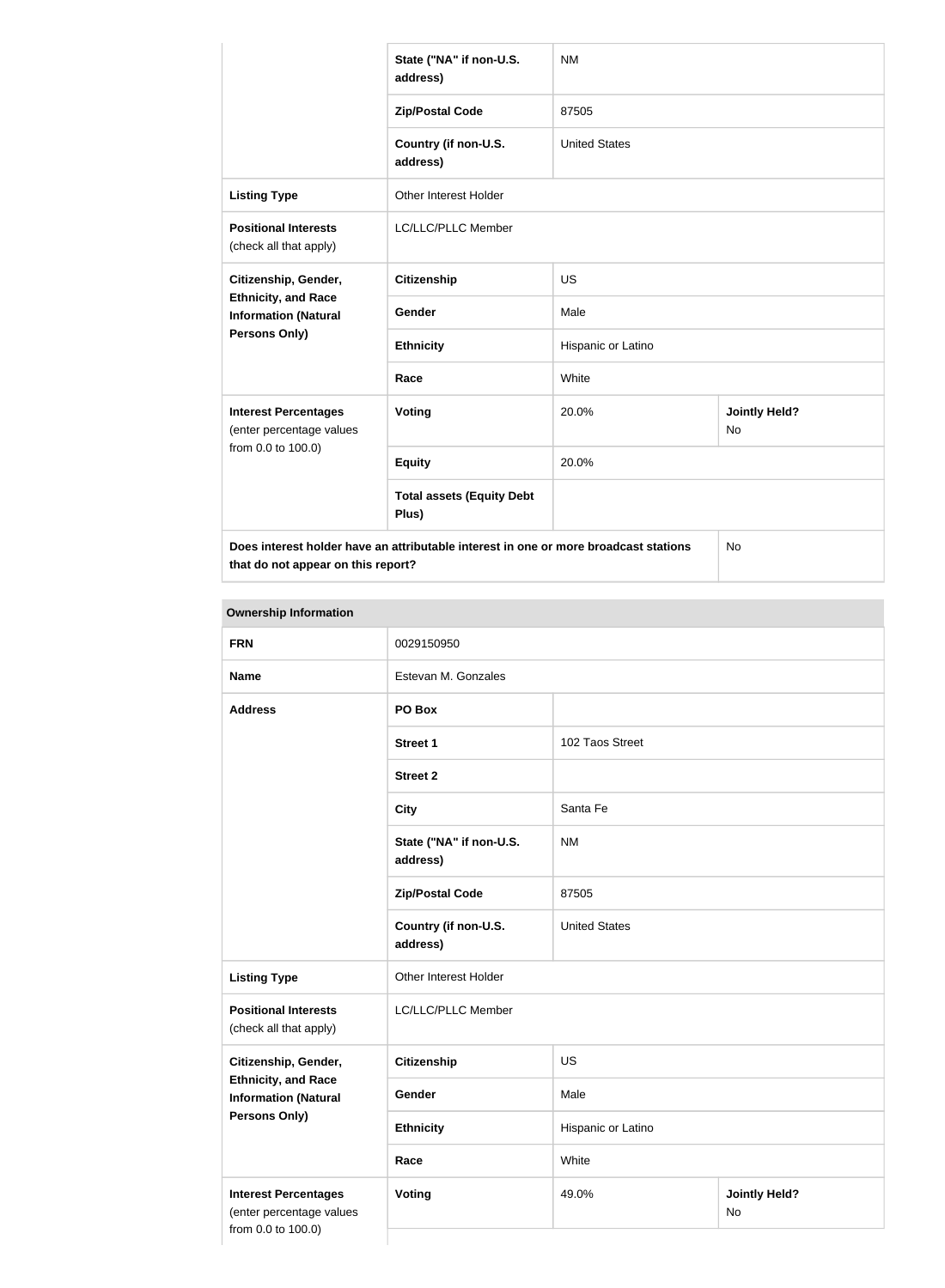| | | | |
|---|---|---|---|
| | State ("NA" if non-U.S. address) | NM | |
| | Zip/Postal Code | 87505 | |
| | Country (if non-U.S. address) | United States | |
| **Listing Type** | Other Interest Holder | | |
| **Positional Interests** (check all that apply) | LC/LLC/PLLC Member | | |
| **Citizenship, Gender, Ethnicity, and Race Information (Natural Persons Only)** | **Citizenship** | US | |
| | **Gender** | Male | |
| | **Ethnicity** | Hispanic or Latino | |
| | **Race** | White | |
| **Interest Percentages** (enter percentage values from 0.0 to 100.0) | **Voting** | 20.0% | **Jointly Held?** No |
| | **Equity** | 20.0% | |
| | **Total assets (Equity Debt Plus)** | | |
| **Does interest holder have an attributable interest in one or more broadcast stations that do not appear on this report?** | | | No |

**Ownership Information**

| | | | |
|---|---|---|---|
| **FRN** | 0029150950 | | |
| **Name** | Estevan M. Gonzales | | |
| **Address** | **PO Box** | | |
| | **Street 1** | 102 Taos Street | |
| | **Street 2** | | |
| | **City** | Santa Fe | |
| | **State ("NA" if non-U.S. address)** | NM | |
| | **Zip/Postal Code** | 87505 | |
| | **Country (if non-U.S. address)** | United States | |
| **Listing Type** | Other Interest Holder | | |
| **Positional Interests** (check all that apply) | LC/LLC/PLLC Member | | |
| **Citizenship, Gender, Ethnicity, and Race Information (Natural Persons Only)** | **Citizenship** | US | |
| | **Gender** | Male | |
| | **Ethnicity** | Hispanic or Latino | |
| | **Race** | White | |
| **Interest Percentages** (enter percentage values from 0.0 to 100.0) | **Voting** | 49.0% | **Jointly Held?** No |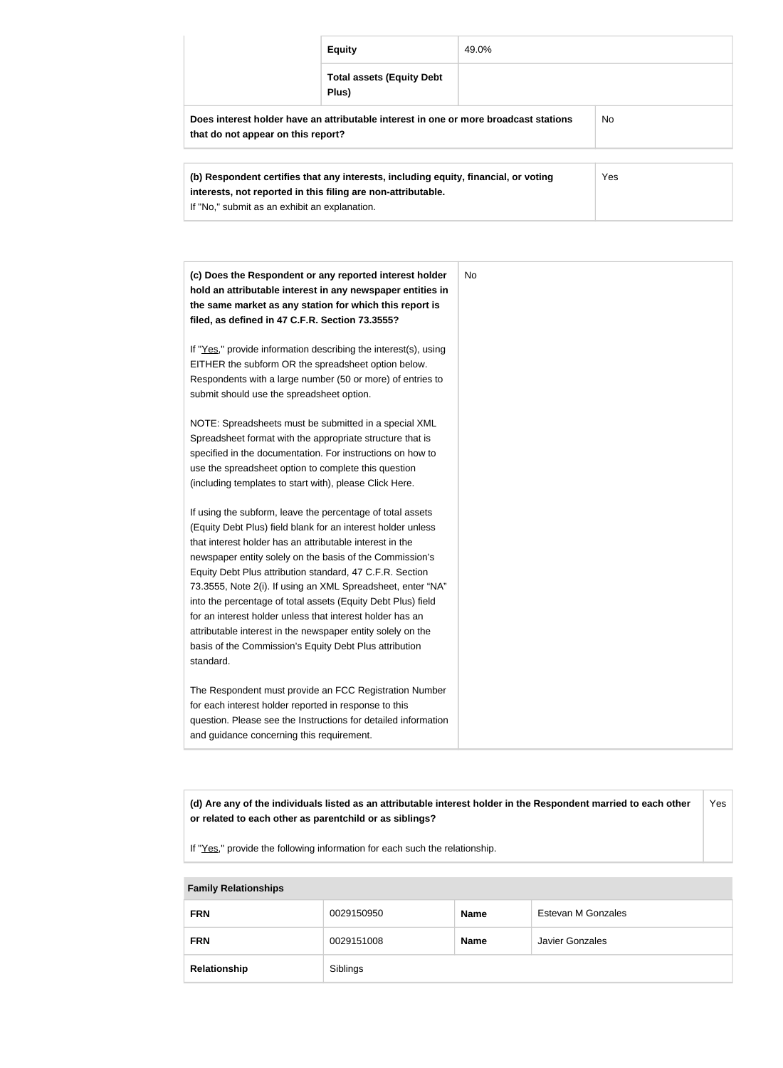| | | |
|---|---|---|
| | **Equity** | 49.0% |
| | **Total assets (Equity Debt Plus)** | |
| **Does interest holder have an attributable interest in one or more broadcast stations that do not appear on this report?** | | No |

| | |
|---|---|
| **(b) Respondent certifies that any interests, including equity, financial, or voting interests, not reported in this filing are non-attributable.** If "No," submit as an exhibit an explanation. | Yes |

| | |
|---|---|
| **(c) Does the Respondent or any reported interest holder hold an attributable interest in any newspaper entities in the same market as any station for which this report is filed, as defined in 47 C.F.R. Section 73.3555?**<br><br>If "Yes," provide information describing the interest(s), using EITHER the subform OR the spreadsheet option below. Respondents with a large number (50 or more) of entries to submit should use the spreadsheet option.<br><br>NOTE: Spreadsheets must be submitted in a special XML Spreadsheet format with the appropriate structure that is specified in the documentation. For instructions on how to use the spreadsheet option to complete this question (including templates to start with), please Click Here.<br><br>If using the subform, leave the percentage of total assets (Equity Debt Plus) field blank for an interest holder unless that interest holder has an attributable interest in the newspaper entity solely on the basis of the Commission's Equity Debt Plus attribution standard, 47 C.F.R. Section 73.3555, Note 2(i). If using an XML Spreadsheet, enter "NA" into the percentage of total assets (Equity Debt Plus) field for an interest holder unless that interest holder has an attributable interest in the newspaper entity solely on the basis of the Commission's Equity Debt Plus attribution standard.<br><br>The Respondent must provide an FCC Registration Number for each interest holder reported in response to this question. Please see the Instructions for detailed information and guidance concerning this requirement. | No |

| | |
|---|---|
| **(d) Are any of the individuals listed as an attributable interest holder in the Respondent married to each other or related to each other as parentchild or as siblings?**<br><br>If "Yes," provide the following information for each such the relationship. | Yes |

| **Family Relationships** | | | |
|---|---|---|---|
| **FRN** | 0029150950 | **Name** | Estevan M Gonzales |
| **FRN** | 0029151008 | **Name** | Javier Gonzales |
| **Relationship** | Siblings | | |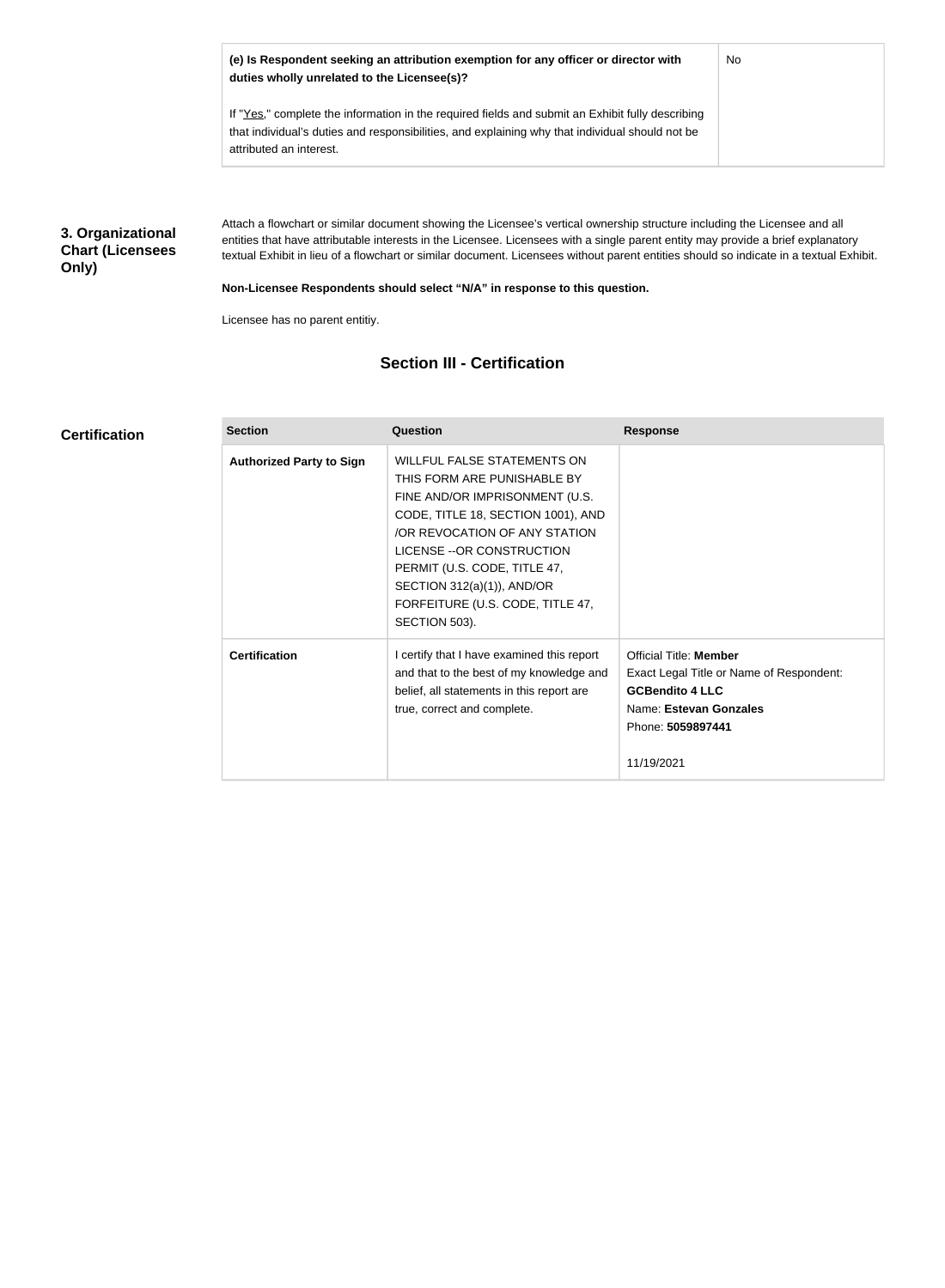| | |
|---|---|
| **(e) Is Respondent seeking an attribution exemption for any officer or director with duties wholly unrelated to the Licensee(s)?**<br><br>If "Yes," complete the information in the required fields and submit an Exhibit fully describing that individual's duties and responsibilities, and explaining why that individual should not be attributed an interest. | No |

**3. Organizational Chart (Licensees Only)**

Attach a flowchart or similar document showing the Licensee's vertical ownership structure including the Licensee and all entities that have attributable interests in the Licensee. Licensees with a single parent entity may provide a brief explanatory textual Exhibit in lieu of a flowchart or similar document. Licensees without parent entities should so indicate in a textual Exhibit.

**Non-Licensee Respondents should select "N/A" in response to this question.**

Licensee has no parent entitiy.

## Section III - Certification

**Certification**

| Section | Question | Response |
|---|---|---|
| **Authorized Party to Sign** | WILLFUL FALSE STATEMENTS ON THIS FORM ARE PUNISHABLE BY FINE AND/OR IMPRISONMENT (U.S. CODE, TITLE 18, SECTION 1001), AND /OR REVOCATION OF ANY STATION LICENSE --OR CONSTRUCTION PERMIT (U.S. CODE, TITLE 47, SECTION 312(a)(1)), AND/OR FORFEITURE (U.S. CODE, TITLE 47, SECTION 503). | |
| **Certification** | I certify that I have examined this report and that to the best of my knowledge and belief, all statements in this report are true, correct and complete. | Official Title: **Member**<br>Exact Legal Title or Name of Respondent: **GCBendito 4 LLC**<br>Name: **Estevan Gonzales**<br>Phone: **5059897441**<br><br>11/19/2021 |